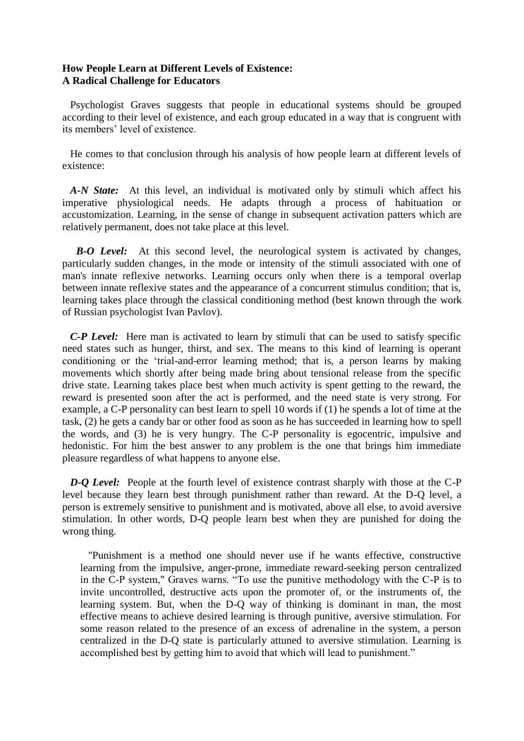**How People Learn at Different Levels of Existence:**
**A Radical Challenge for Educators**

Psychologist Graves suggests that people in educational systems should be grouped according to their level of existence, and each group educated in a way that is congruent with its members' level of existence.

He comes to that conclusion through his analysis of how people learn at different levels of existence:

***A-N State:*** At this level, an individual is motivated only by stimuli which affect his imperative physiological needs. He adapts through a process of habituation or accustomization. Learning, in the sense of change in subsequent activation patters which are relatively permanent, does not take place at this level.

***B-O Level:*** At this second level, the neurological system is activated by changes, particularly sudden changes, in the mode or intensity of the stimuli associated with one of man's innate reflexive networks. Learning occurs only when there is a temporal overlap between innate reflexive states and the appearance of a concurrent stimulus condition; that is, learning takes place through the classical conditioning method (best known through the work of Russian psychologist Ivan Pavlov).

***C-P Level:*** Here man is activated to learn by stimuli that can be used to satisfy specific need states such as hunger, thirst, and sex. The means to this kind of learning is operant conditioning or the 'trial-and-error learning method; that is, a person learns by making movements which shortly after being made bring about tensional release from the specific drive state. Learning takes place best when much activity is spent getting to the reward, the reward is presented soon after the act is performed, and the need state is very strong. For example, a C-P personality can best learn to spell 10 words if (1) he spends a lot of time at the task, (2) he gets a candy bar or other food as soon as he has succeeded in learning how to spell the words, and (3) he is very hungry. The C-P personality is egocentric, impulsive and hedonistic. For him the best answer to any problem is the one that brings him immediate pleasure regardless of what happens to anyone else.

***D-Q Level:*** People at the fourth level of existence contrast sharply with those at the C-P level because they learn best through punishment rather than reward. At the D-Q level, a person is extremely sensitive to punishment and is motivated, above all else, to avoid aversive stimulation. In other words, D-Q people learn best when they are punished for doing the wrong thing.

> "Punishment is a method one should never use if he wants effective, constructive learning from the impulsive, anger-prone, immediate reward-seeking person centralized in the C-P system," Graves warns. "To use the punitive methodology with the C-P is to invite uncontrolled, destructive acts upon the promoter of, or the instruments of, the learning system. But, when the D-Q way of thinking is dominant in man, the most effective means to achieve desired learning is through punitive, aversive stimulation. For some reason related to the presence of an excess of adrenaline in the system, a person centralized in the D-Q state is particularly attuned to aversive stimulation. Learning is accomplished best by getting him to avoid that which will lead to punishment."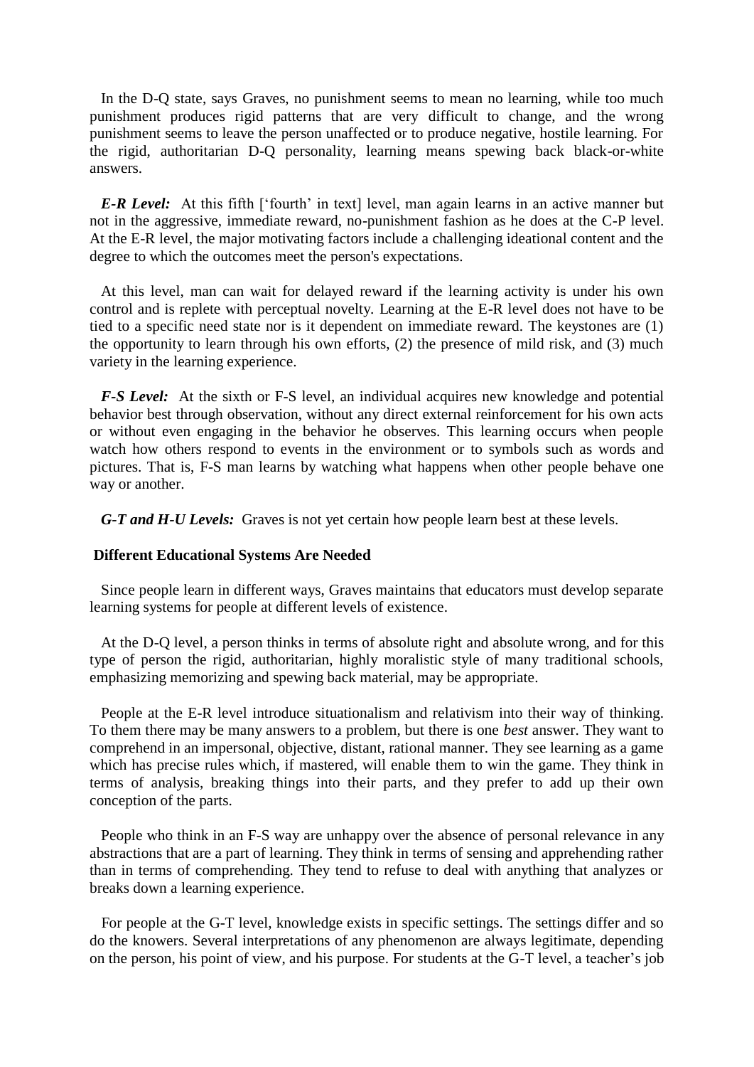In the D-Q state, says Graves, no punishment seems to mean no learning, while too much punishment produces rigid patterns that are very difficult to change, and the wrong punishment seems to leave the person unaffected or to produce negative, hostile learning. For the rigid, authoritarian D-Q personality, learning means spewing back black-or-white answers.

***E-R Level:*** At this fifth ['fourth' in text] level, man again learns in an active manner but not in the aggressive, immediate reward, no-punishment fashion as he does at the C-P level. At the E-R level, the major motivating factors include a challenging ideational content and the degree to which the outcomes meet the person's expectations.

At this level, man can wait for delayed reward if the learning activity is under his own control and is replete with perceptual novelty. Learning at the E-R level does not have to be tied to a specific need state nor is it dependent on immediate reward. The keystones are (1) the opportunity to learn through his own efforts, (2) the presence of mild risk, and (3) much variety in the learning experience.

***F-S Level:*** At the sixth or F-S level, an individual acquires new knowledge and potential behavior best through observation, without any direct external reinforcement for his own acts or without even engaging in the behavior he observes. This learning occurs when people watch how others respond to events in the environment or to symbols such as words and pictures. That is, F-S man learns by watching what happens when other people behave one way or another.

***G-T and H-U Levels:*** Graves is not yet certain how people learn best at these levels.

**Different Educational Systems Are Needed**

Since people learn in different ways, Graves maintains that educators must develop separate learning systems for people at different levels of existence.

At the D-Q level, a person thinks in terms of absolute right and absolute wrong, and for this type of person the rigid, authoritarian, highly moralistic style of many traditional schools, emphasizing memorizing and spewing back material, may be appropriate.

People at the E-R level introduce situationalism and relativism into their way of thinking. To them there may be many answers to a problem, but there is one *best* answer. They want to comprehend in an impersonal, objective, distant, rational manner. They see learning as a game which has precise rules which, if mastered, will enable them to win the game. They think in terms of analysis, breaking things into their parts, and they prefer to add up their own conception of the parts.

People who think in an F-S way are unhappy over the absence of personal relevance in any abstractions that are a part of learning. They think in terms of sensing and apprehending rather than in terms of comprehending. They tend to refuse to deal with anything that analyzes or breaks down a learning experience.

For people at the G-T level, knowledge exists in specific settings. The settings differ and so do the knowers. Several interpretations of any phenomenon are always legitimate, depending on the person, his point of view, and his purpose. For students at the G-T level, a teacher's job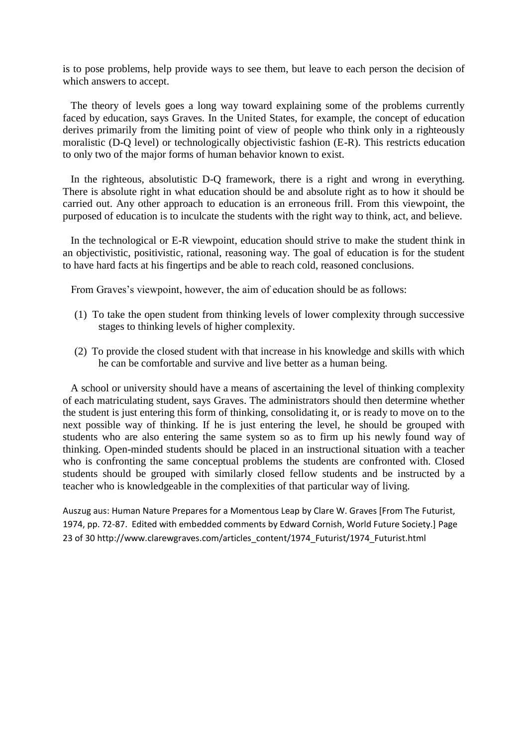is to pose problems, help provide ways to see them, but leave to each person the decision of which answers to accept.

The theory of levels goes a long way toward explaining some of the problems currently faced by education, says Graves. In the United States, for example, the concept of education derives primarily from the limiting point of view of people who think only in a righteously moralistic (D-Q level) or technologically objectivistic fashion (E-R). This restricts education to only two of the major forms of human behavior known to exist.

In the righteous, absolutistic D-Q framework, there is a right and wrong in everything. There is absolute right in what education should be and absolute right as to how it should be carried out. Any other approach to education is an erroneous frill. From this viewpoint, the purposed of education is to inculcate the students with the right way to think, act, and believe.

In the technological or E-R viewpoint, education should strive to make the student think in an objectivistic, positivistic, rational, reasoning way. The goal of education is for the student to have hard facts at his fingertips and be able to reach cold, reasoned conclusions.

From Graves's viewpoint, however, the aim of education should be as follows:

(1) To take the open student from thinking levels of lower complexity through successive stages to thinking levels of higher complexity.

(2) To provide the closed student with that increase in his knowledge and skills with which he can be comfortable and survive and live better as a human being.

A school or university should have a means of ascertaining the level of thinking complexity of each matriculating student, says Graves. The administrators should then determine whether the student is just entering this form of thinking, consolidating it, or is ready to move on to the next possible way of thinking. If he is just entering the level, he should be grouped with students who are also entering the same system so as to firm up his newly found way of thinking. Open-minded students should be placed in an instructional situation with a teacher who is confronting the same conceptual problems the students are confronted with. Closed students should be grouped with similarly closed fellow students and be instructed by a teacher who is knowledgeable in the complexities of that particular way of living.

Auszug aus: Human Nature Prepares for a Momentous Leap by Clare W. Graves [From The Futurist, 1974, pp. 72-87. Edited with embedded comments by Edward Cornish, World Future Society.] Page 23 of 30 http://www.clarewgraves.com/articles_content/1974_Futurist/1974_Futurist.html